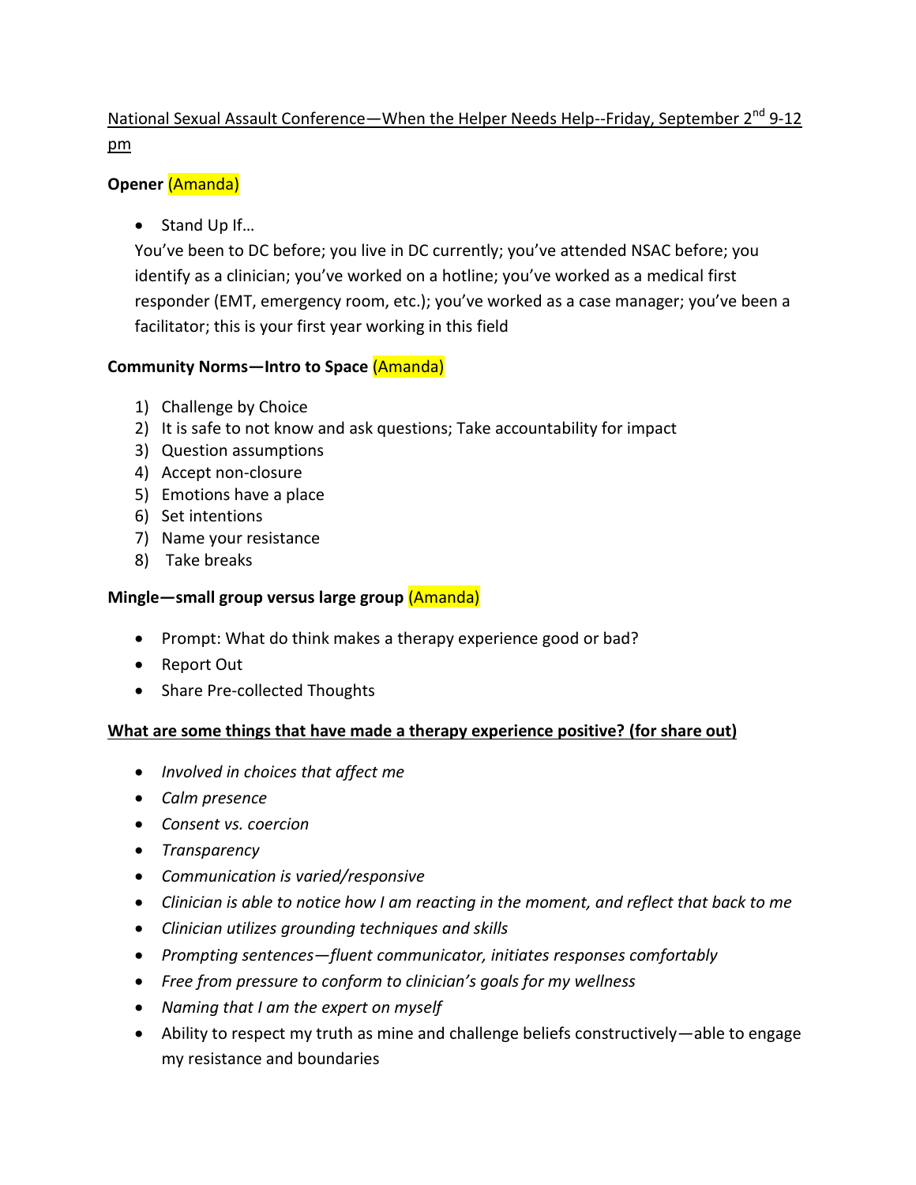National Sexual Assault Conference—When the Helper Needs Help--Friday, September 2nd 9-12 pm

**Opener** (Amanda)

- Stand Up If…

You've been to DC before; you live in DC currently; you've attended NSAC before; you identify as a clinician; you've worked on a hotline; you've worked as a medical first responder (EMT, emergency room, etc.); you've worked as a case manager; you've been a facilitator; this is your first year working in this field

**Community Norms—Intro to Space** (Amanda)

1) Challenge by Choice
2) It is safe to not know and ask questions; Take accountability for impact
3) Question assumptions
4) Accept non-closure
5) Emotions have a place
6) Set intentions
7) Name your resistance
8) Take breaks

**Mingle—small group versus large group** (Amanda)

- Prompt: What do think makes a therapy experience good or bad?
- Report Out
- Share Pre-collected Thoughts

**What are some things that have made a therapy experience positive? (for share out)**

- *Involved in choices that affect me*
- *Calm presence*
- *Consent vs. coercion*
- *Transparency*
- *Communication is varied/responsive*
- *Clinician is able to notice how I am reacting in the moment, and reflect that back to me*
- *Clinician utilizes grounding techniques and skills*
- *Prompting sentences—fluent communicator, initiates responses comfortably*
- *Free from pressure to conform to clinician's goals for my wellness*
- *Naming that I am the expert on myself*
- Ability to respect my truth as mine and challenge beliefs constructively—able to engage my resistance and boundaries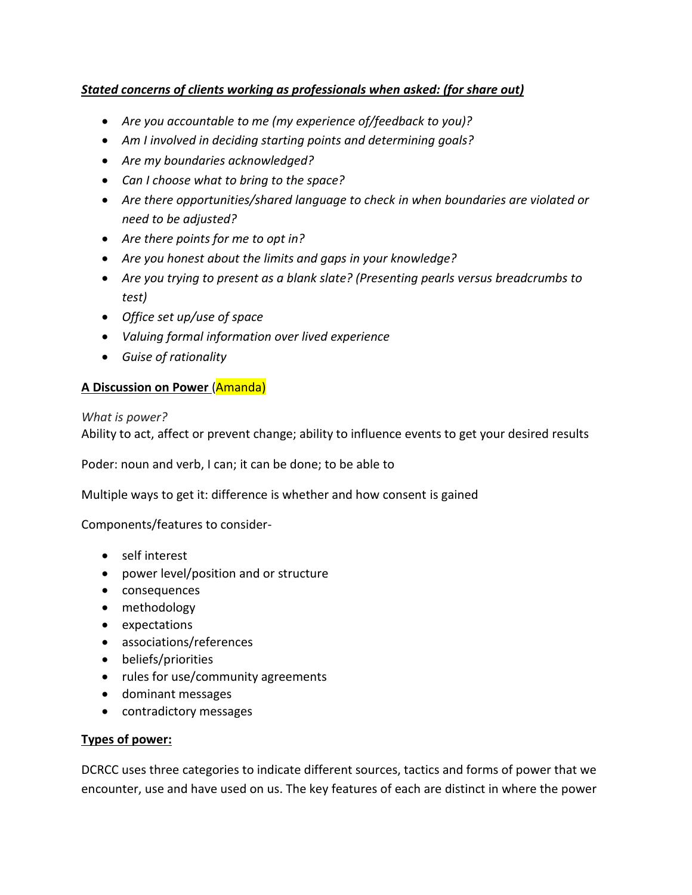***Stated concerns of clients working as professionals when asked: (for share out)***

- *Are you accountable to me (my experience of/feedback to you)?*
- *Am I involved in deciding starting points and determining goals?*
- *Are my boundaries acknowledged?*
- *Can I choose what to bring to the space?*
- *Are there opportunities/shared language to check in when boundaries are violated or need to be adjusted?*
- *Are there points for me to opt in?*
- *Are you honest about the limits and gaps in your knowledge?*
- *Are you trying to present as a blank slate? (Presenting pearls versus breadcrumbs to test)*
- *Office set up/use of space*
- *Valuing formal information over lived experience*
- *Guise of rationality*

**A Discussion on Power** (Amanda)

*What is power?*
Ability to act, affect or prevent change; ability to influence events to get your desired results

Poder: noun and verb, I can; it can be done; to be able to

Multiple ways to get it: difference is whether and how consent is gained

Components/features to consider-

- self interest
- power level/position and or structure
- consequences
- methodology
- expectations
- associations/references
- beliefs/priorities
- rules for use/community agreements
- dominant messages
- contradictory messages

**Types of power:**

DCRCC uses three categories to indicate different sources, tactics and forms of power that we encounter, use and have used on us. The key features of each are distinct in where the power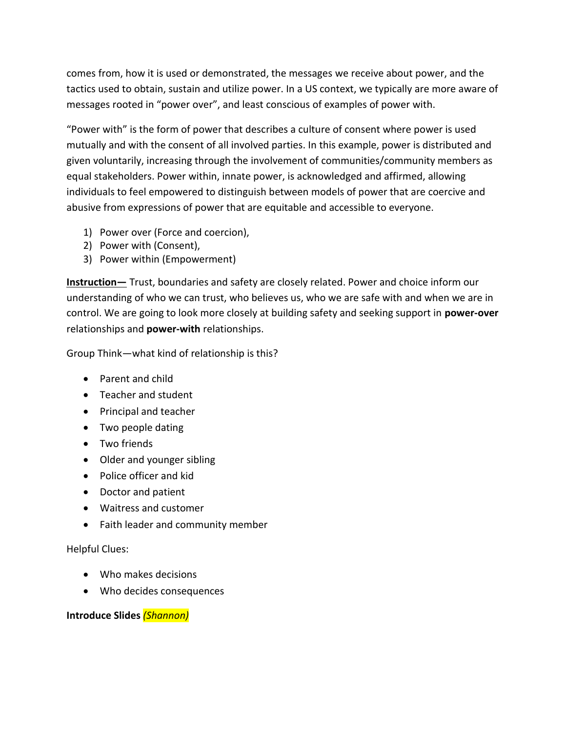comes from, how it is used or demonstrated, the messages we receive about power, and the tactics used to obtain, sustain and utilize power. In a US context, we typically are more aware of messages rooted in "power over", and least conscious of examples of power with.

"Power with" is the form of power that describes a culture of consent where power is used mutually and with the consent of all involved parties. In this example, power is distributed and given voluntarily, increasing through the involvement of communities/community members as equal stakeholders. Power within, innate power, is acknowledged and affirmed, allowing individuals to feel empowered to distinguish between models of power that are coercive and abusive from expressions of power that are equitable and accessible to everyone.

1) Power over (Force and coercion),
2) Power with (Consent),
3) Power within (Empowerment)

<u>**Instruction—**</u> Trust, boundaries and safety are closely related. Power and choice inform our understanding of who we can trust, who believes us, who we are safe with and when we are in control. We are going to look more closely at building safety and seeking support in **power-over** relationships and **power-with** relationships.

Group Think—what kind of relationship is this?

- Parent and child
- Teacher and student
- Principal and teacher
- Two people dating
- Two friends
- Older and younger sibling
- Police officer and kid
- Doctor and patient
- Waitress and customer
- Faith leader and community member

Helpful Clues:

- Who makes decisions
- Who decides consequences

**Introduce Slides** ***(Shannon)***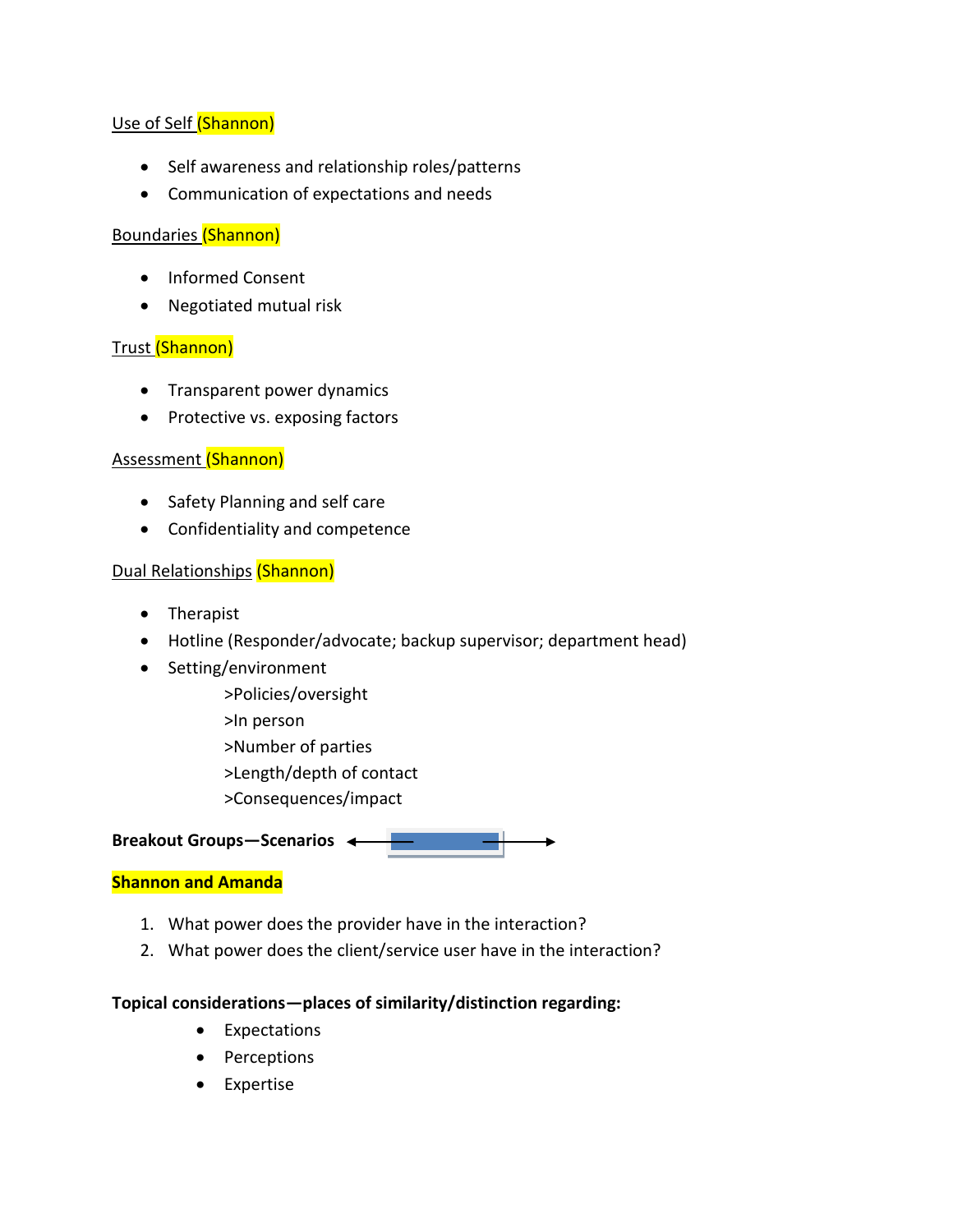Use of Self (Shannon)

- Self awareness and relationship roles/patterns
- Communication of expectations and needs

Boundaries (Shannon)

- Informed Consent
- Negotiated mutual risk

Trust (Shannon)

- Transparent power dynamics
- Protective vs. exposing factors

Assessment (Shannon)

- Safety Planning and self care
- Confidentiality and competence

Dual Relationships (Shannon)

- Therapist
- Hotline (Responder/advocate; backup supervisor; department head)
- Setting/environment
  - >Policies/oversight
  - >In person
  - >Number of parties
  - >Length/depth of contact
  - >Consequences/impact

**Breakout Groups—Scenarios**

**Shannon and Amanda**

1. What power does the provider have in the interaction?
2. What power does the client/service user have in the interaction?

**Topical considerations—places of similarity/distinction regarding:**

- Expectations
- Perceptions
- Expertise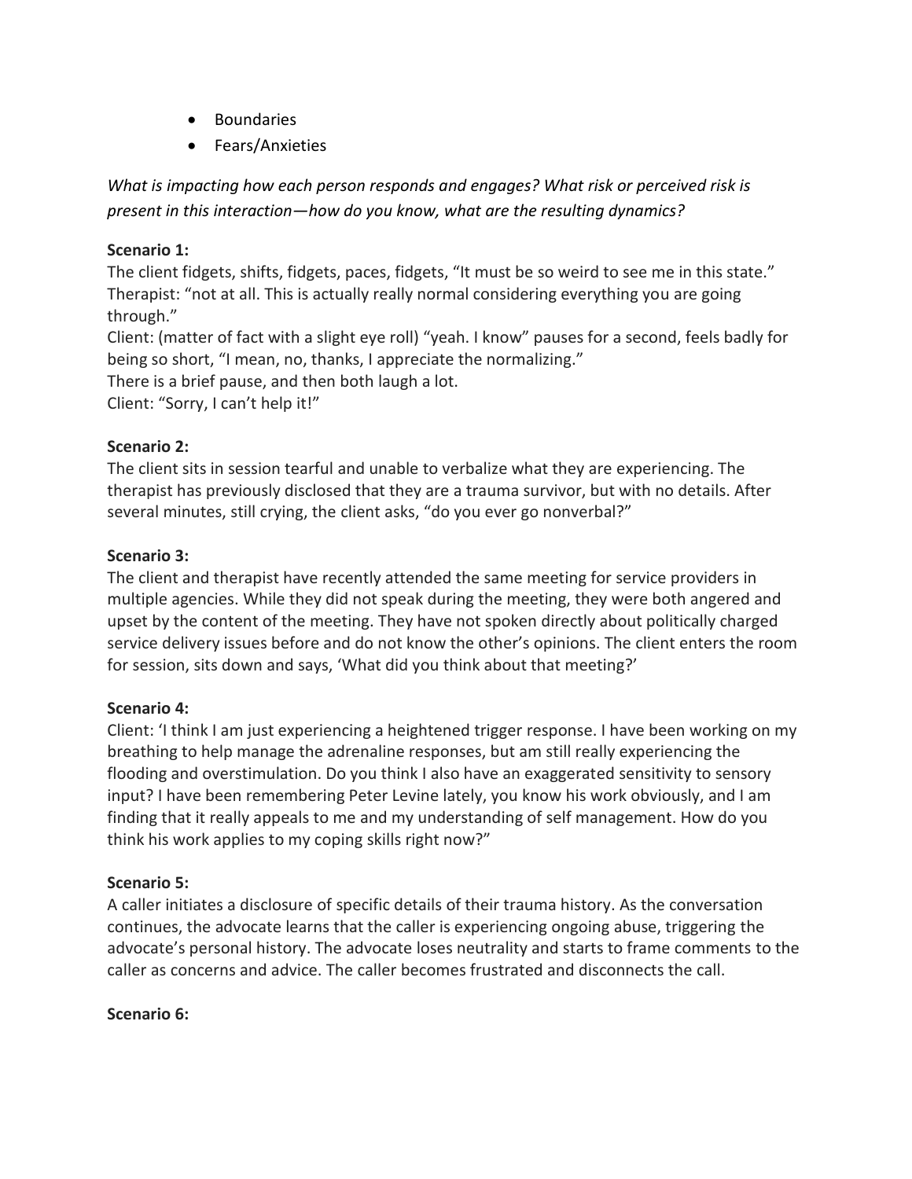- Boundaries
- Fears/Anxieties

*What is impacting how each person responds and engages? What risk or perceived risk is present in this interaction—how do you know, what are the resulting dynamics?*

**Scenario 1:**
The client fidgets, shifts, fidgets, paces, fidgets, "It must be so weird to see me in this state."
Therapist: "not at all. This is actually really normal considering everything you are going through."
Client: (matter of fact with a slight eye roll) "yeah. I know" pauses for a second, feels badly for being so short, "I mean, no, thanks, I appreciate the normalizing."
There is a brief pause, and then both laugh a lot.
Client: "Sorry, I can't help it!"

**Scenario 2:**
The client sits in session tearful and unable to verbalize what they are experiencing. The therapist has previously disclosed that they are a trauma survivor, but with no details. After several minutes, still crying, the client asks, "do you ever go nonverbal?"

**Scenario 3:**
The client and therapist have recently attended the same meeting for service providers in multiple agencies. While they did not speak during the meeting, they were both angered and upset by the content of the meeting. They have not spoken directly about politically charged service delivery issues before and do not know the other's opinions. The client enters the room for session, sits down and says, 'What did you think about that meeting?'

**Scenario 4:**
Client: 'I think I am just experiencing a heightened trigger response. I have been working on my breathing to help manage the adrenaline responses, but am still really experiencing the flooding and overstimulation. Do you think I also have an exaggerated sensitivity to sensory input? I have been remembering Peter Levine lately, you know his work obviously, and I am finding that it really appeals to me and my understanding of self management. How do you think his work applies to my coping skills right now?"

**Scenario 5:**
A caller initiates a disclosure of specific details of their trauma history. As the conversation continues, the advocate learns that the caller is experiencing ongoing abuse, triggering the advocate's personal history. The advocate loses neutrality and starts to frame comments to the caller as concerns and advice. The caller becomes frustrated and disconnects the call.

**Scenario 6:**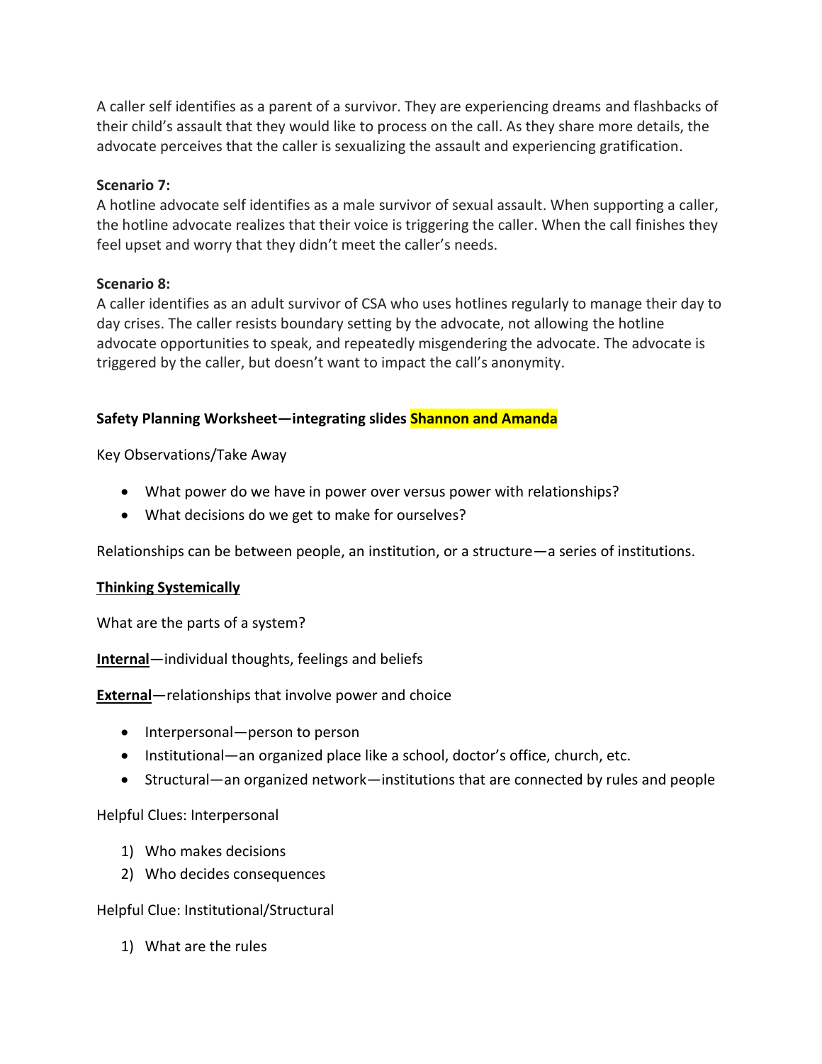A caller self identifies as a parent of a survivor. They are experiencing dreams and flashbacks of their child's assault that they would like to process on the call. As they share more details, the advocate perceives that the caller is sexualizing the assault and experiencing gratification.

**Scenario 7:**
A hotline advocate self identifies as a male survivor of sexual assault. When supporting a caller, the hotline advocate realizes that their voice is triggering the caller. When the call finishes they feel upset and worry that they didn't meet the caller's needs.

**Scenario 8:**
A caller identifies as an adult survivor of CSA who uses hotlines regularly to manage their day to day crises. The caller resists boundary setting by the advocate, not allowing the hotline advocate opportunities to speak, and repeatedly misgendering the advocate. The advocate is triggered by the caller, but doesn't want to impact the call's anonymity.

**Safety Planning Worksheet—integrating slides Shannon and Amanda**

Key Observations/Take Away

- What power do we have in power over versus power with relationships?
- What decisions do we get to make for ourselves?

Relationships can be between people, an institution, or a structure—a series of institutions.

**Thinking Systemically**

What are the parts of a system?

**Internal**—individual thoughts, feelings and beliefs

**External**—relationships that involve power and choice

- Interpersonal—person to person
- Institutional—an organized place like a school, doctor's office, church, etc.
- Structural—an organized network—institutions that are connected by rules and people

Helpful Clues: Interpersonal

1) Who makes decisions
2) Who decides consequences

Helpful Clue: Institutional/Structural

1) What are the rules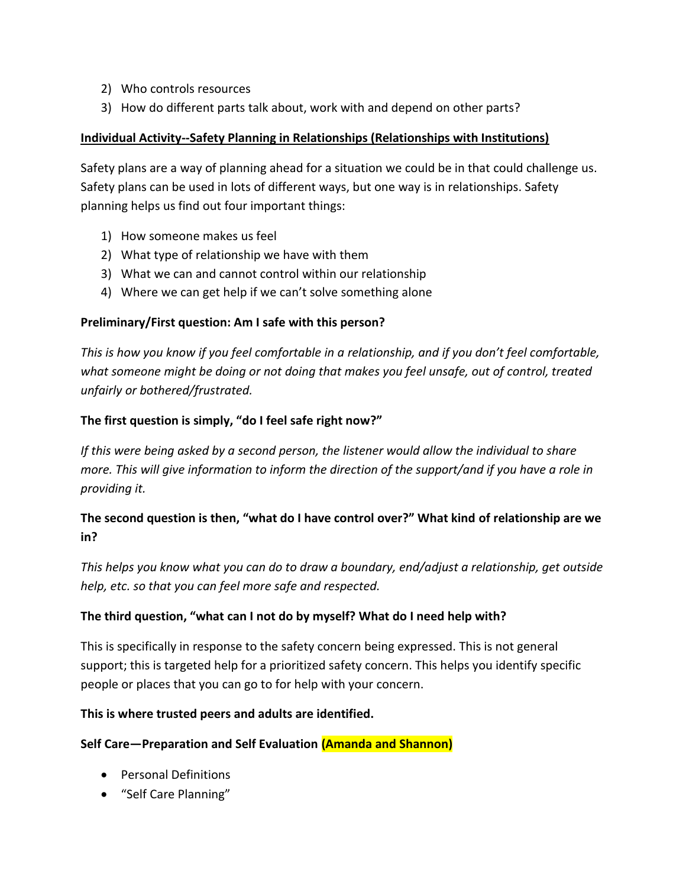2) Who controls resources
3) How do different parts talk about, work with and depend on other parts?

**Individual Activity--Safety Planning in Relationships (Relationships with Institutions)**

Safety plans are a way of planning ahead for a situation we could be in that could challenge us. Safety plans can be used in lots of different ways, but one way is in relationships. Safety planning helps us find out four important things:

1) How someone makes us feel
2) What type of relationship we have with them
3) What we can and cannot control within our relationship
4) Where we can get help if we can't solve something alone

**Preliminary/First question: Am I safe with this person?**

*This is how you know if you feel comfortable in a relationship, and if you don't feel comfortable, what someone might be doing or not doing that makes you feel unsafe, out of control, treated unfairly or bothered/frustrated.*

**The first question is simply, "do I feel safe right now?"**

*If this were being asked by a second person, the listener would allow the individual to share more. This will give information to inform the direction of the support/and if you have a role in providing it.*

**The second question is then, "what do I have control over?" What kind of relationship are we in?**

*This helps you know what you can do to draw a boundary, end/adjust a relationship, get outside help, etc. so that you can feel more safe and respected.*

**The third question, "what can I not do by myself? What do I need help with?**

This is specifically in response to the safety concern being expressed. This is not general support; this is targeted help for a prioritized safety concern. This helps you identify specific people or places that you can go to for help with your concern.

**This is where trusted peers and adults are identified.**

**Self Care—Preparation and Self Evaluation (Amanda and Shannon)**

- Personal Definitions
- "Self Care Planning"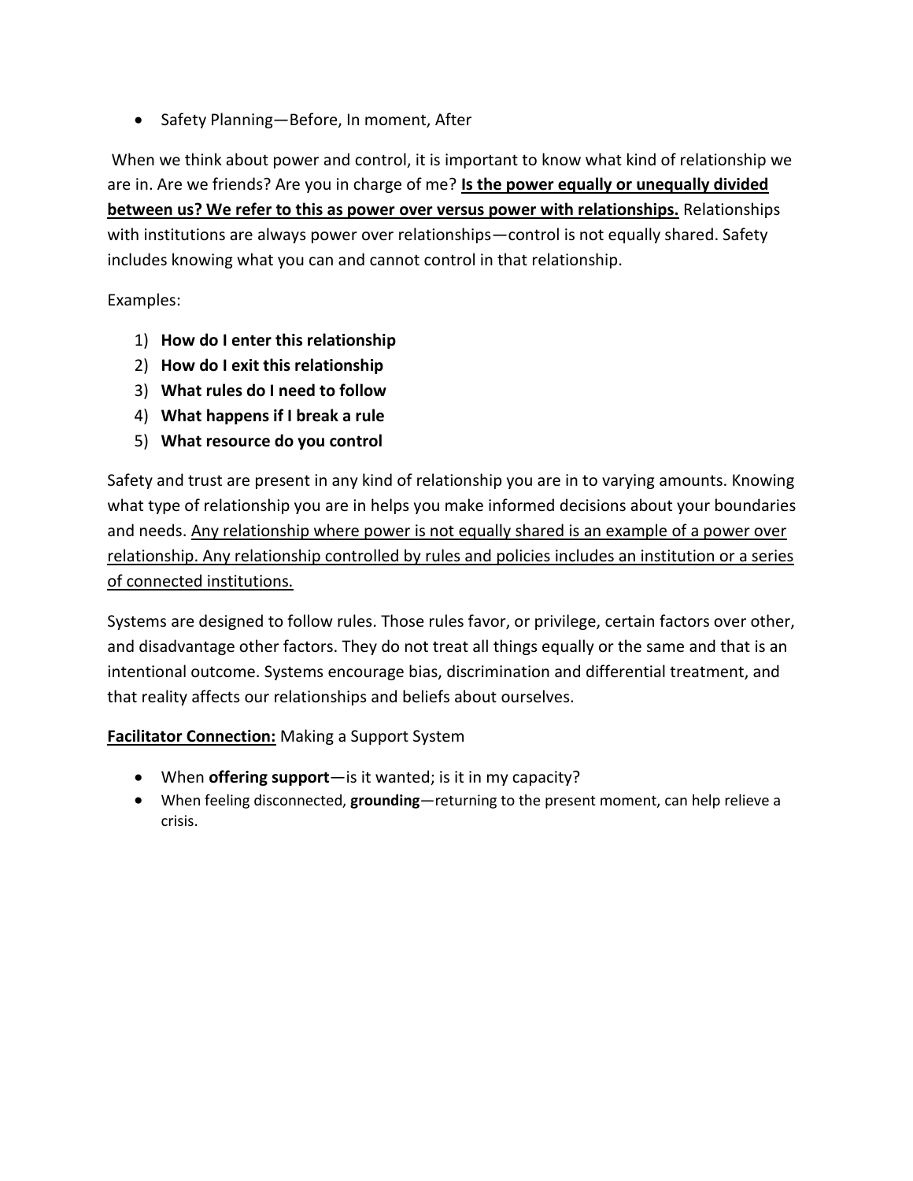- Safety Planning—Before, In moment, After

When we think about power and control, it is important to know what kind of relationship we are in. Are we friends? Are you in charge of me? <u>**Is the power equally or unequally divided between us? We refer to this as power over versus power with relationships.**</u> Relationships with institutions are always power over relationships—control is not equally shared. Safety includes knowing what you can and cannot control in that relationship.

Examples:

1) **How do I enter this relationship**
2) **How do I exit this relationship**
3) **What rules do I need to follow**
4) **What happens if I break a rule**
5) **What resource do you control**

Safety and trust are present in any kind of relationship you are in to varying amounts. Knowing what type of relationship you are in helps you make informed decisions about your boundaries and needs. <u>Any relationship where power is not equally shared is an example of a power over relationship. Any relationship controlled by rules and policies includes an institution or a series of connected institutions.</u>

Systems are designed to follow rules. Those rules favor, or privilege, certain factors over other, and disadvantage other factors. They do not treat all things equally or the same and that is an intentional outcome. Systems encourage bias, discrimination and differential treatment, and that reality affects our relationships and beliefs about ourselves.

<u>**Facilitator Connection:**</u> Making a Support System

- When **offering support**—is it wanted; is it in my capacity?
- When feeling disconnected, **grounding**—returning to the present moment, can help relieve a crisis.